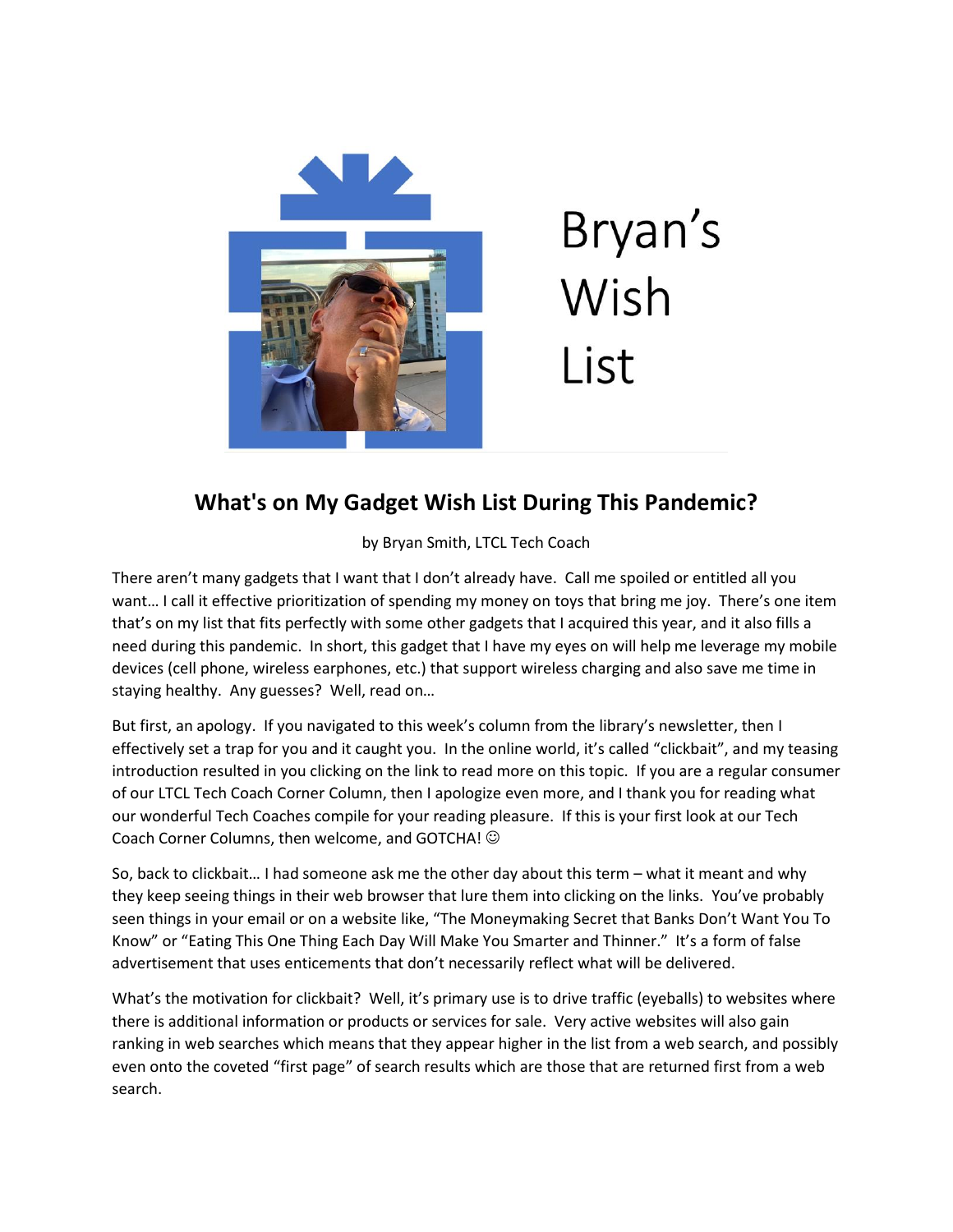Bryan's Wish List

## What's on My Gadget Wish List During This Pandemic?

by Bryan Smith, LTCL Tech Coach

There aren't many gadgets that I want that I don't already have. Call me spoiled or entitled all you want… I call it effective prioritization of spending my money on toys that bring me joy. There's one item that's on my list that fits perfectly with some other gadgets that I acquired this year, and it also fills a need during this pandemic. In short, this gadget that I have my eyes on will help me leverage my mobile devices (cell phone, wireless earphones, etc.) that support wireless charging and also save me time in staying healthy. Any guesses? Well, read on…

But first, an apology. If you navigated to this week's column from the library's newsletter, then I effectively set a trap for you and it caught you. In the online world, it's called "clickbait", and my teasing introduction resulted in you clicking on the link to read more on this topic. If you are a regular consumer of our LTCL Tech Coach Corner Column, then I apologize even more, and I thank you for reading what our wonderful Tech Coaches compile for your reading pleasure. If this is your first look at our Tech Coach Corner Columns, then welcome, and GOTCHA! ☺

So, back to clickbait… I had someone ask me the other day about this term – what it meant and why they keep seeing things in their web browser that lure them into clicking on the links. You've probably seen things in your email or on a website like, "The Moneymaking Secret that Banks Don't Want You To Know" or "Eating This One Thing Each Day Will Make You Smarter and Thinner." It's a form of false advertisement that uses enticements that don't necessarily reflect what will be delivered.

What's the motivation for clickbait? Well, it's primary use is to drive traffic (eyeballs) to websites where there is additional information or products or services for sale. Very active websites will also gain ranking in web searches which means that they appear higher in the list from a web search, and possibly even onto the coveted "first page" of search results which are those that are returned first from a web search.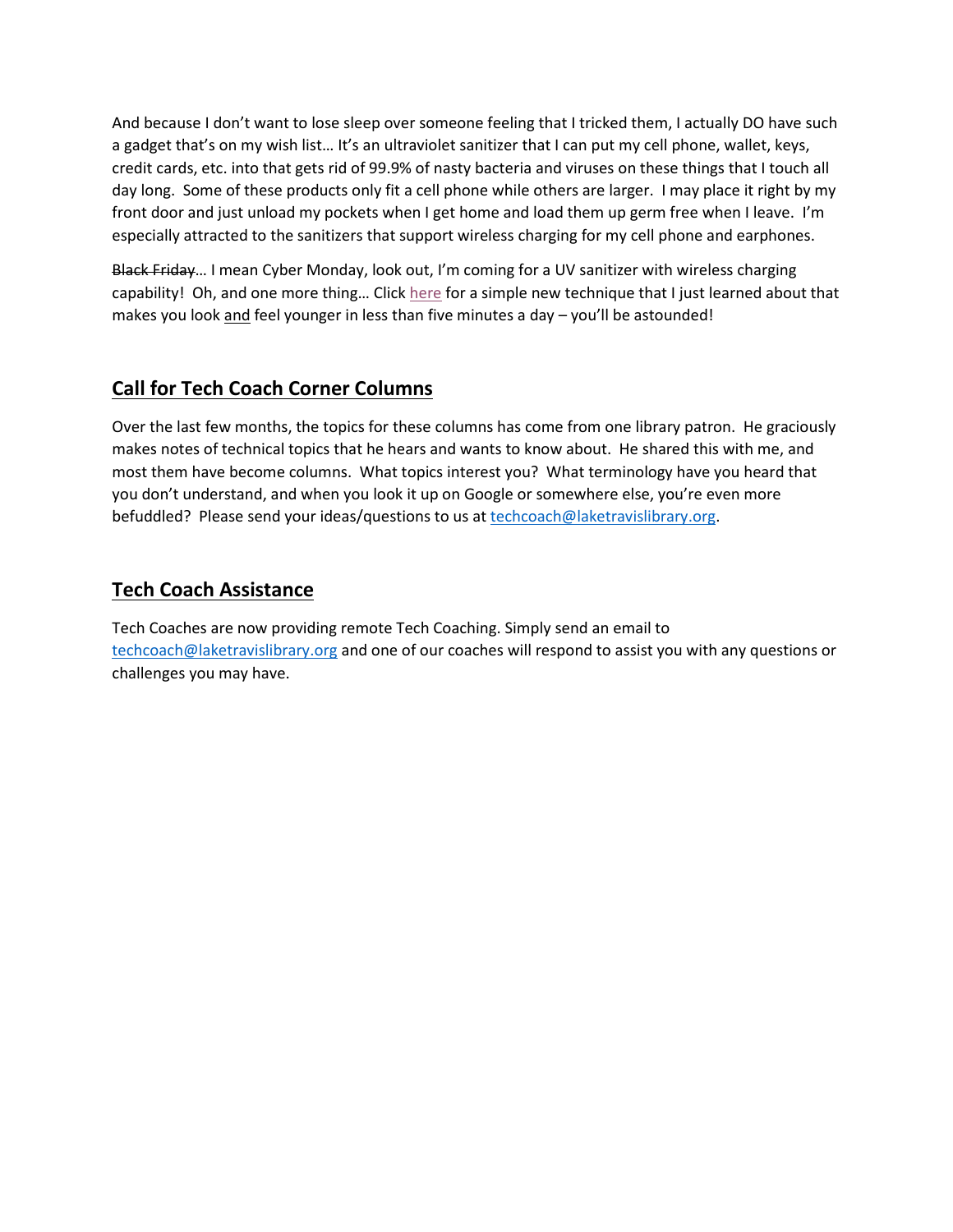And because I don't want to lose sleep over someone feeling that I tricked them, I actually DO have such a gadget that's on my wish list… It's an ultraviolet sanitizer that I can put my cell phone, wallet, keys, credit cards, etc. into that gets rid of 99.9% of nasty bacteria and viruses on these things that I touch all day long. Some of these products only fit a cell phone while others are larger. I may place it right by my front door and just unload my pockets when I get home and load them up germ free when I leave. I'm especially attracted to the sanitizers that support wireless charging for my cell phone and earphones.

~~Black Friday~~… I mean Cyber Monday, look out, I'm coming for a UV sanitizer with wireless charging capability! Oh, and one more thing… Click here for a simple new technique that I just learned about that makes you look <u>and</u> feel younger in less than five minutes a day – you'll be astounded!

## Call for Tech Coach Corner Columns

Over the last few months, the topics for these columns has come from one library patron. He graciously makes notes of technical topics that he hears and wants to know about. He shared this with me, and most them have become columns. What topics interest you? What terminology have you heard that you don't understand, and when you look it up on Google or somewhere else, you're even more befuddled? Please send your ideas/questions to us at techcoach@laketravislibrary.org.

## Tech Coach Assistance

Tech Coaches are now providing remote Tech Coaching. Simply send an email to techcoach@laketravislibrary.org and one of our coaches will respond to assist you with any questions or challenges you may have.